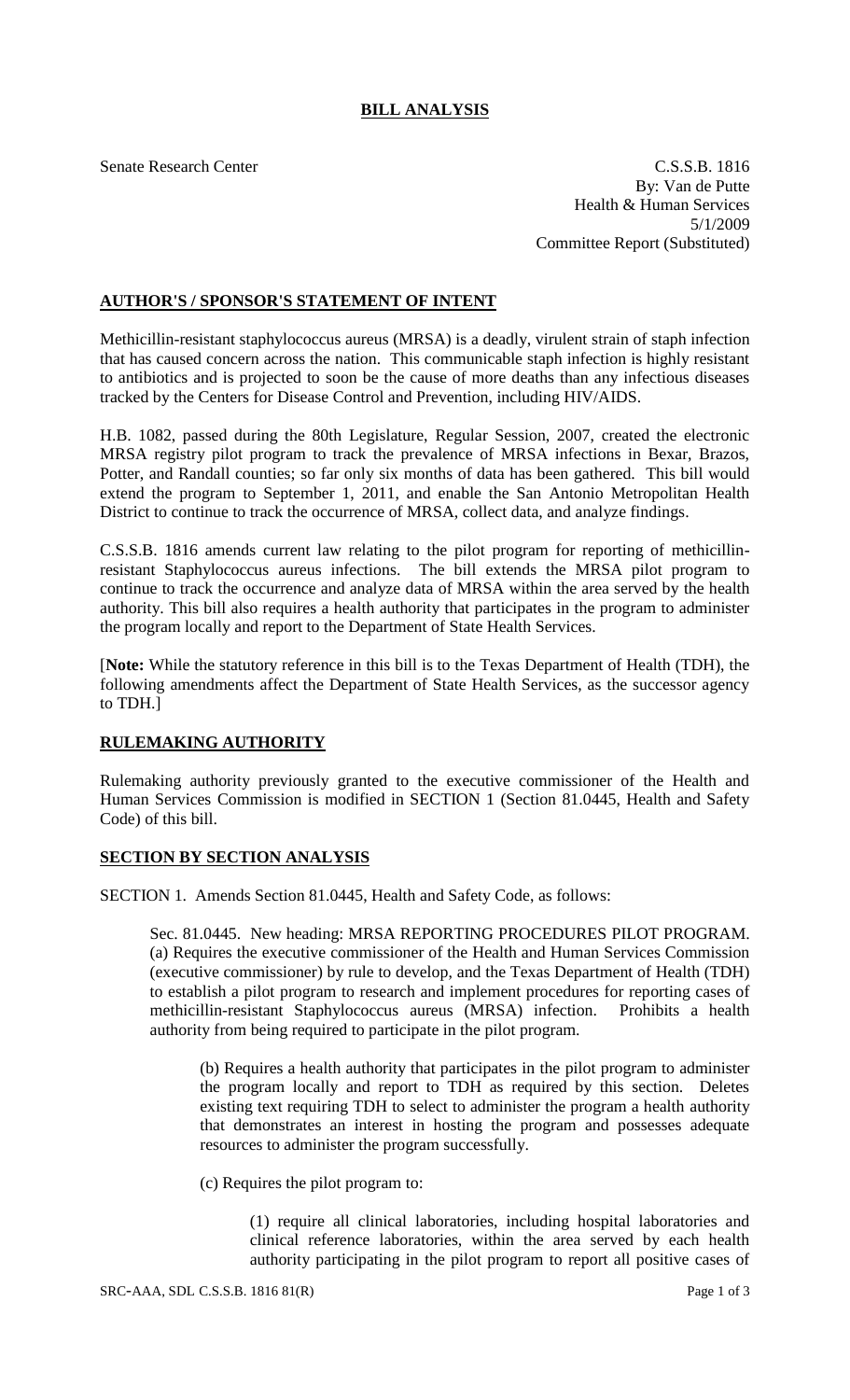# BILL ANALYSIS

Senate Research Center

C.S.S.B. 1816
By: Van de Putte
Health & Human Services
5/1/2009
Committee Report (Substituted)

## AUTHOR'S / SPONSOR'S STATEMENT OF INTENT

Methicillin-resistant staphylococcus aureus (MRSA) is a deadly, virulent strain of staph infection that has caused concern across the nation. This communicable staph infection is highly resistant to antibiotics and is projected to soon be the cause of more deaths than any infectious diseases tracked by the Centers for Disease Control and Prevention, including HIV/AIDS.

H.B. 1082, passed during the 80th Legislature, Regular Session, 2007, created the electronic MRSA registry pilot program to track the prevalence of MRSA infections in Bexar, Brazos, Potter, and Randall counties; so far only six months of data has been gathered. This bill would extend the program to September 1, 2011, and enable the San Antonio Metropolitan Health District to continue to track the occurrence of MRSA, collect data, and analyze findings.

C.S.S.B. 1816 amends current law relating to the pilot program for reporting of methicillin-resistant Staphylococcus aureus infections. The bill extends the MRSA pilot program to continue to track the occurrence and analyze data of MRSA within the area served by the health authority. This bill also requires a health authority that participates in the program to administer the program locally and report to the Department of State Health Services.

[**Note:** While the statutory reference in this bill is to the Texas Department of Health (TDH), the following amendments affect the Department of State Health Services, as the successor agency to TDH.]

## RULEMAKING AUTHORITY

Rulemaking authority previously granted to the executive commissioner of the Health and Human Services Commission is modified in SECTION 1 (Section 81.0445, Health and Safety Code) of this bill.

## SECTION BY SECTION ANALYSIS

SECTION 1. Amends Section 81.0445, Health and Safety Code, as follows:

Sec. 81.0445. New heading: MRSA REPORTING PROCEDURES PILOT PROGRAM. (a) Requires the executive commissioner of the Health and Human Services Commission (executive commissioner) by rule to develop, and the Texas Department of Health (TDH) to establish a pilot program to research and implement procedures for reporting cases of methicillin-resistant Staphylococcus aureus (MRSA) infection. Prohibits a health authority from being required to participate in the pilot program.

(b) Requires a health authority that participates in the pilot program to administer the program locally and report to TDH as required by this section. Deletes existing text requiring TDH to select to administer the program a health authority that demonstrates an interest in hosting the program and possesses adequate resources to administer the program successfully.

(c) Requires the pilot program to:

(1) require all clinical laboratories, including hospital laboratories and clinical reference laboratories, within the area served by each health authority participating in the pilot program to report all positive cases of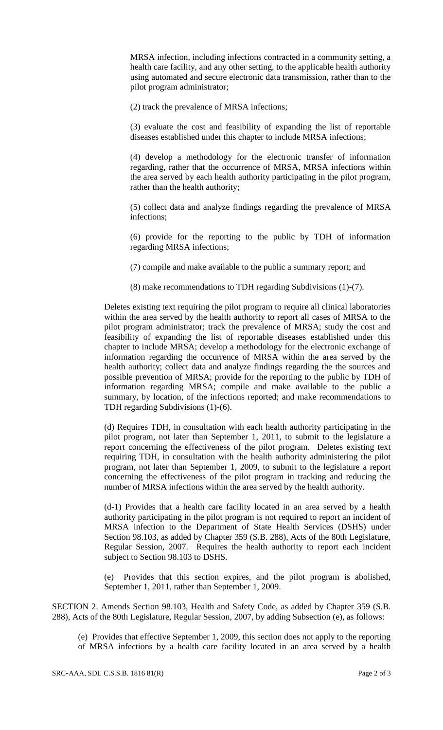MRSA infection, including infections contracted in a community setting, a health care facility, and any other setting, to the applicable health authority using automated and secure electronic data transmission, rather than to the pilot program administrator;

(2) track the prevalence of MRSA infections;

(3) evaluate the cost and feasibility of expanding the list of reportable diseases established under this chapter to include MRSA infections;

(4) develop a methodology for the electronic transfer of information regarding, rather that the occurrence of MRSA, MRSA infections within the area served by each health authority participating in the pilot program, rather than the health authority;

(5) collect data and analyze findings regarding the prevalence of MRSA infections;

(6) provide for the reporting to the public by TDH of information regarding MRSA infections;

(7) compile and make available to the public a summary report; and

(8) make recommendations to TDH regarding Subdivisions (1)-(7).

Deletes existing text requiring the pilot program to require all clinical laboratories within the area served by the health authority to report all cases of MRSA to the pilot program administrator; track the prevalence of MRSA; study the cost and feasibility of expanding the list of reportable diseases established under this chapter to include MRSA; develop a methodology for the electronic exchange of information regarding the occurrence of MRSA within the area served by the health authority; collect data and analyze findings regarding the the sources and possible prevention of MRSA; provide for the reporting to the public by TDH of information regarding MRSA; compile and make available to the public a summary, by location, of the infections reported; and make recommendations to TDH regarding Subdivisions (1)-(6).

(d) Requires TDH, in consultation with each health authority participating in the pilot program, not later than September 1, 2011, to submit to the legislature a report concerning the effectiveness of the pilot program. Deletes existing text requiring TDH, in consultation with the health authority administering the pilot program, not later than September 1, 2009, to submit to the legislature a report concerning the effectiveness of the pilot program in tracking and reducing the number of MRSA infections within the area served by the health authority.

(d-1) Provides that a health care facility located in an area served by a health authority participating in the pilot program is not required to report an incident of MRSA infection to the Department of State Health Services (DSHS) under Section 98.103, as added by Chapter 359 (S.B. 288), Acts of the 80th Legislature, Regular Session, 2007. Requires the health authority to report each incident subject to Section 98.103 to DSHS.

(e) Provides that this section expires, and the pilot program is abolished, September 1, 2011, rather than September 1, 2009.

SECTION 2. Amends Section 98.103, Health and Safety Code, as added by Chapter 359 (S.B. 288), Acts of the 80th Legislature, Regular Session, 2007, by adding Subsection (e), as follows:

(e) Provides that effective September 1, 2009, this section does not apply to the reporting of MRSA infections by a health care facility located in an area served by a health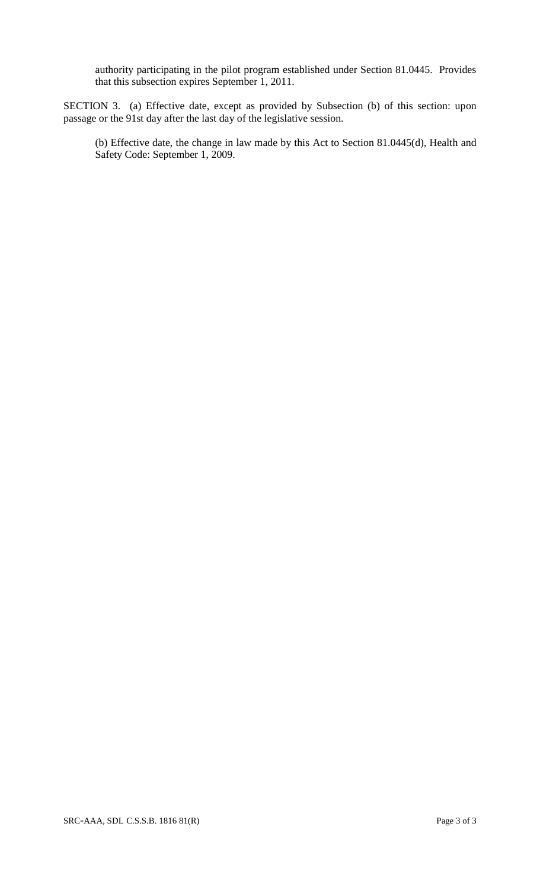authority participating in the pilot program established under Section 81.0445. Provides that this subsection expires September 1, 2011.

SECTION 3. (a) Effective date, except as provided by Subsection (b) of this section: upon passage or the 91st day after the last day of the legislative session.

(b) Effective date, the change in law made by this Act to Section 81.0445(d), Health and Safety Code: September 1, 2009.